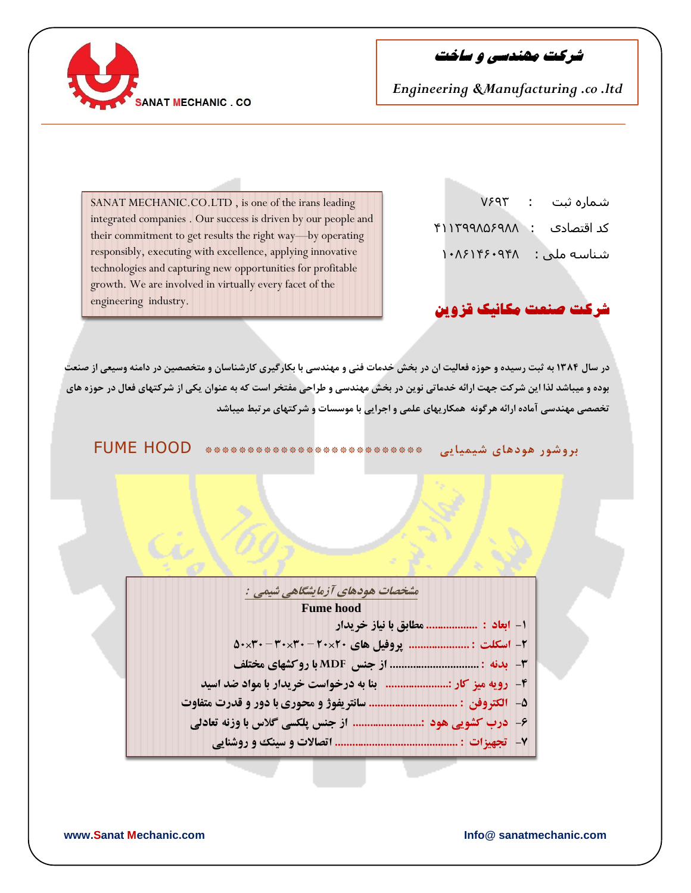SANAT MECHANIC . CO

**شرکت مهندسی و ساخت**

*Engineering &Manufacturing .co .ltd*

SANAT MECHANIC.CO.LTD , is one of the irans leading integrated companies . Our success is driven by our people and their commitment to get results the right way—by operating responsibly, executing with excellence, applying innovative technologies and capturing new opportunities for profitable growth. We are involved in virtually every facet of the engineering industry.

شماره ثبت : ۷۶۹۳

کد اقتصادی : ۴۱۱۳۹۹۸۵۶۹۸۸

شناسه ملی : ۱۰۸۶۱۴۶۰۹۴۸

## شرکت صنعت مکانیک قزوین

**در سال ۱۳۸۴ به ثبت رسیده و حوزه فعالیت ان در بخش خدمات فنی و مهندسی با بکارگیری کارشناسان و متخصصین در دامنه وسیعی از صنعت بوده و میباشد لذا این شرکت جهت ارائه خدماتی نوین در بخش مهندسی و طراحی مفتخر است که به عنوان یکی از شرکتهای فعال در حوزه های تخصصی مهندسی آماده ارائه هرگونه همکاریهای علمی و اجرایی با موسسات و شرکتهای مرتبط میباشد**

بروشور هودهای شیمیایی ************************ FUME HOOD

*مشخصات هودهای آزمایشگاهی شیمی :*

**Fume hood**

۱- ابعاد : .................. مطابق با نیاز خریدار

۲- اسکلت : ..................... پروفیل های ۲۰×۲۰ – ۳۰×۳۰ – ۳۰×۵۰

۳- بدنه : .............................. از جنس MDF با روکشهای مختلف

۴- رویه میز کار :...................... بنا به درخواست خریدار با مواد ضد اسید

۵- الکتروفن : .............................. سانتریفوژ و محوری با دور و قدرت متفاوت

۶- درب کشویی هود :........................ از جنس پلکسی گلاس با وزنه تعادلی

۷- تجهیزات : .......................................... اتصالات و سینک و روشنایی

www.Sanat Mechanic.com

Info@ sanatmechanic.com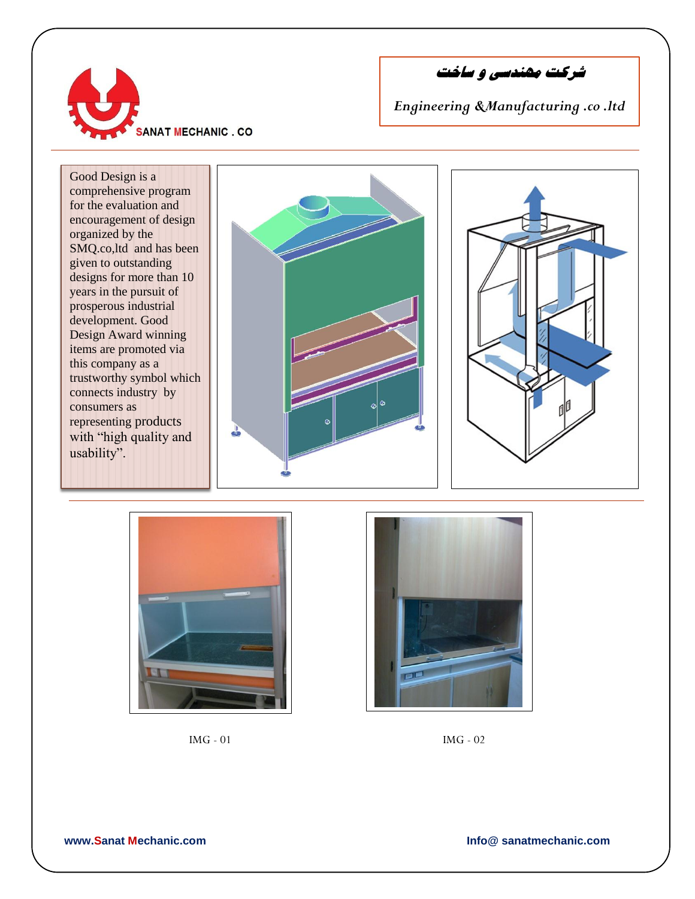SANAT MECHANIC . CO

شرکت مهندسی و ساخت

*Engineering &Manufacturing .co .ltd*

Good Design is a comprehensive program for the evaluation and encouragement of design organized by the SMQ.co,ltd and has been given to outstanding designs for more than 10 years in the pursuit of prosperous industrial development. Good Design Award winning items are promoted via this company as a trustworthy symbol which connects industry by consumers as representing products with "high quality and usability".

IMG - 01

IMG - 02

**www.Sanat Mechanic.com**

**Info@ sanatmechanic.com**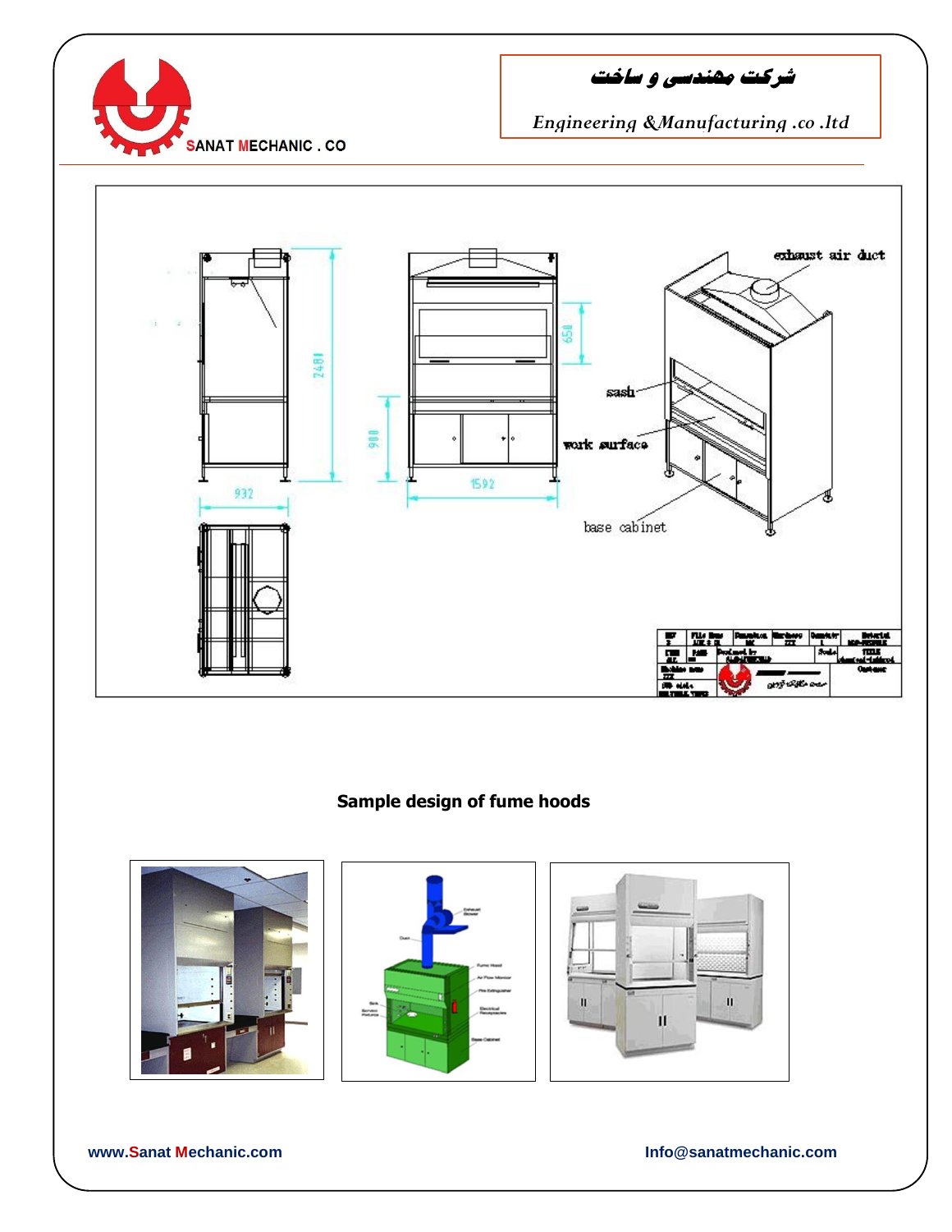Sample design of fume hoods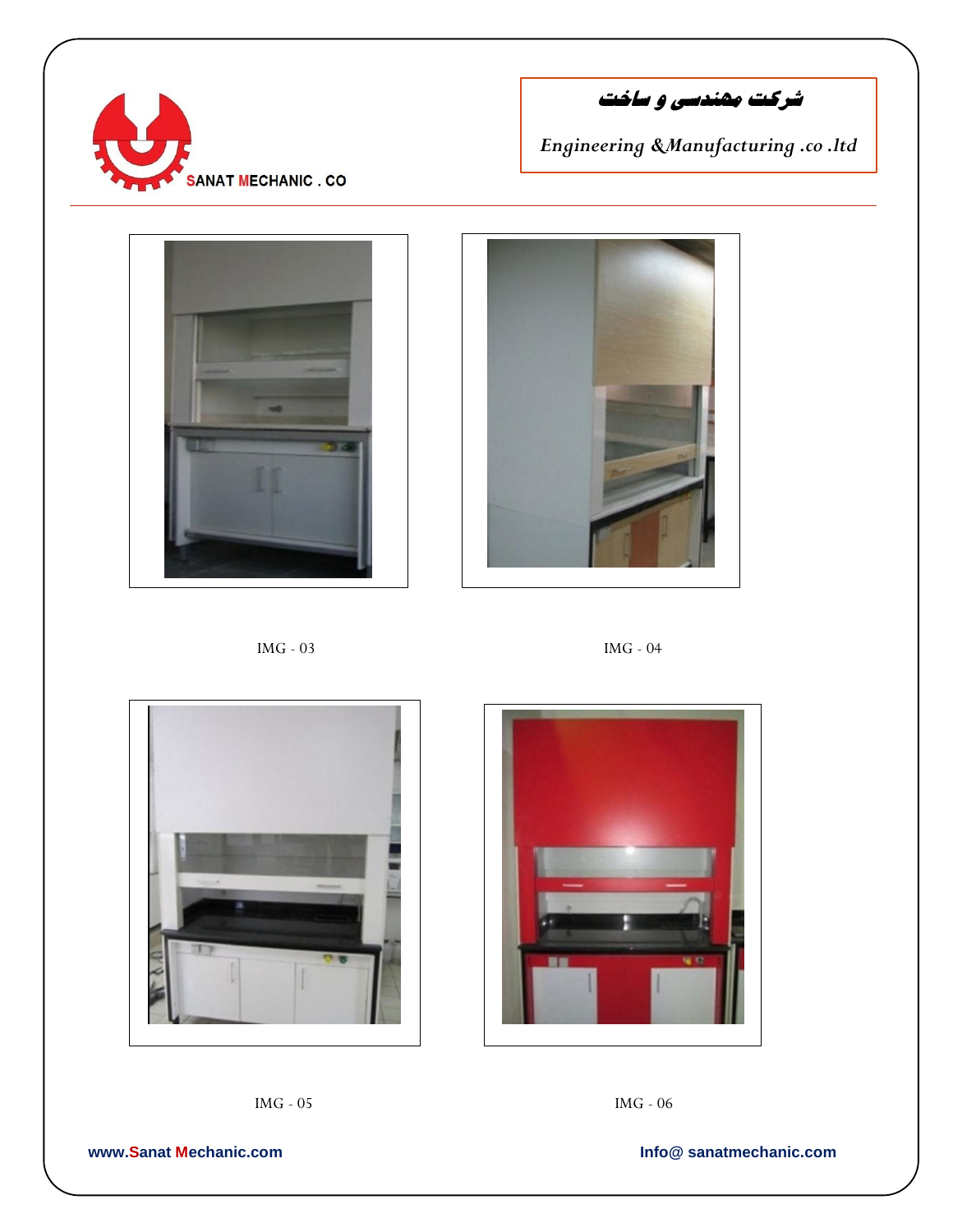IMG - 03

IMG - 04

IMG - 05

IMG - 06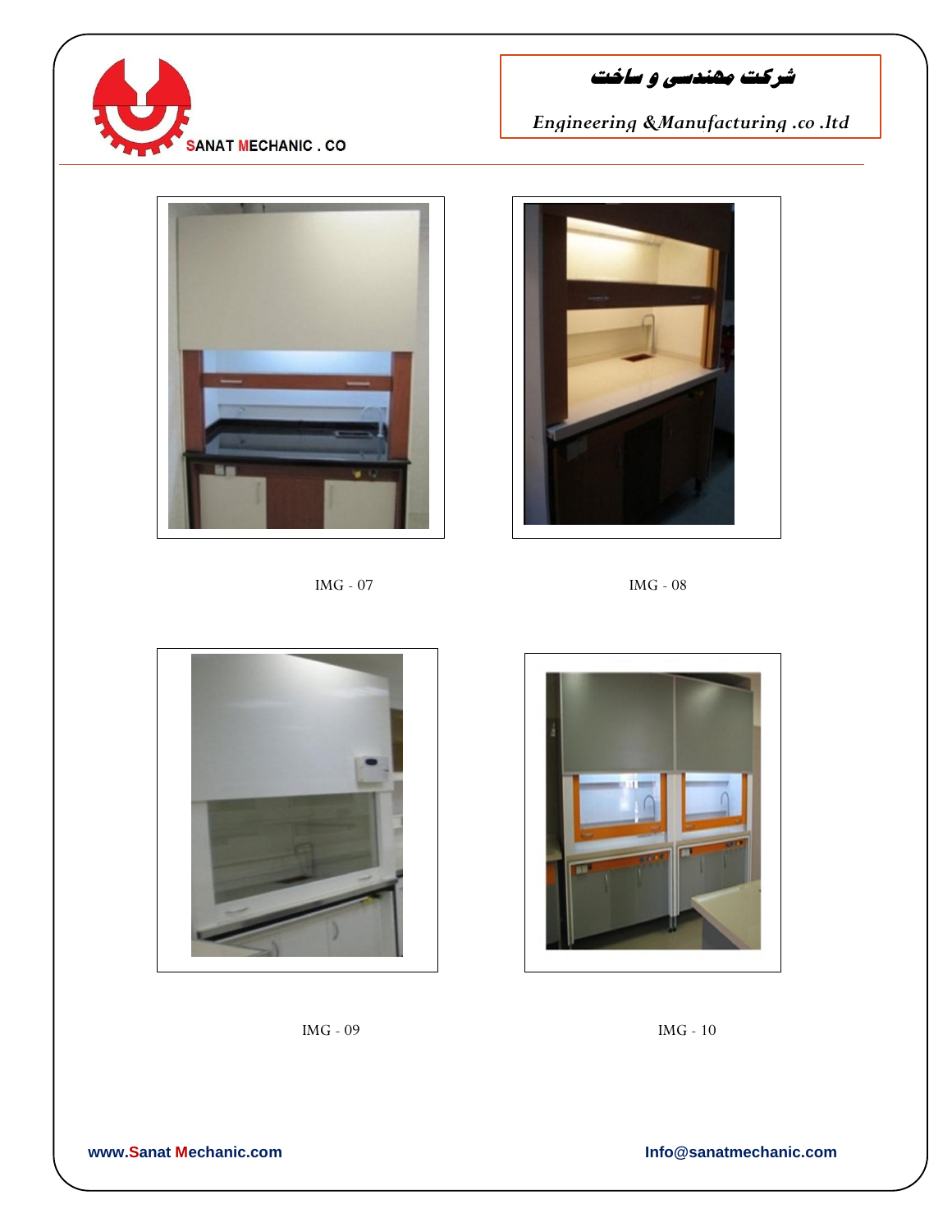IMG - 07

IMG - 08

IMG - 09

IMG - 10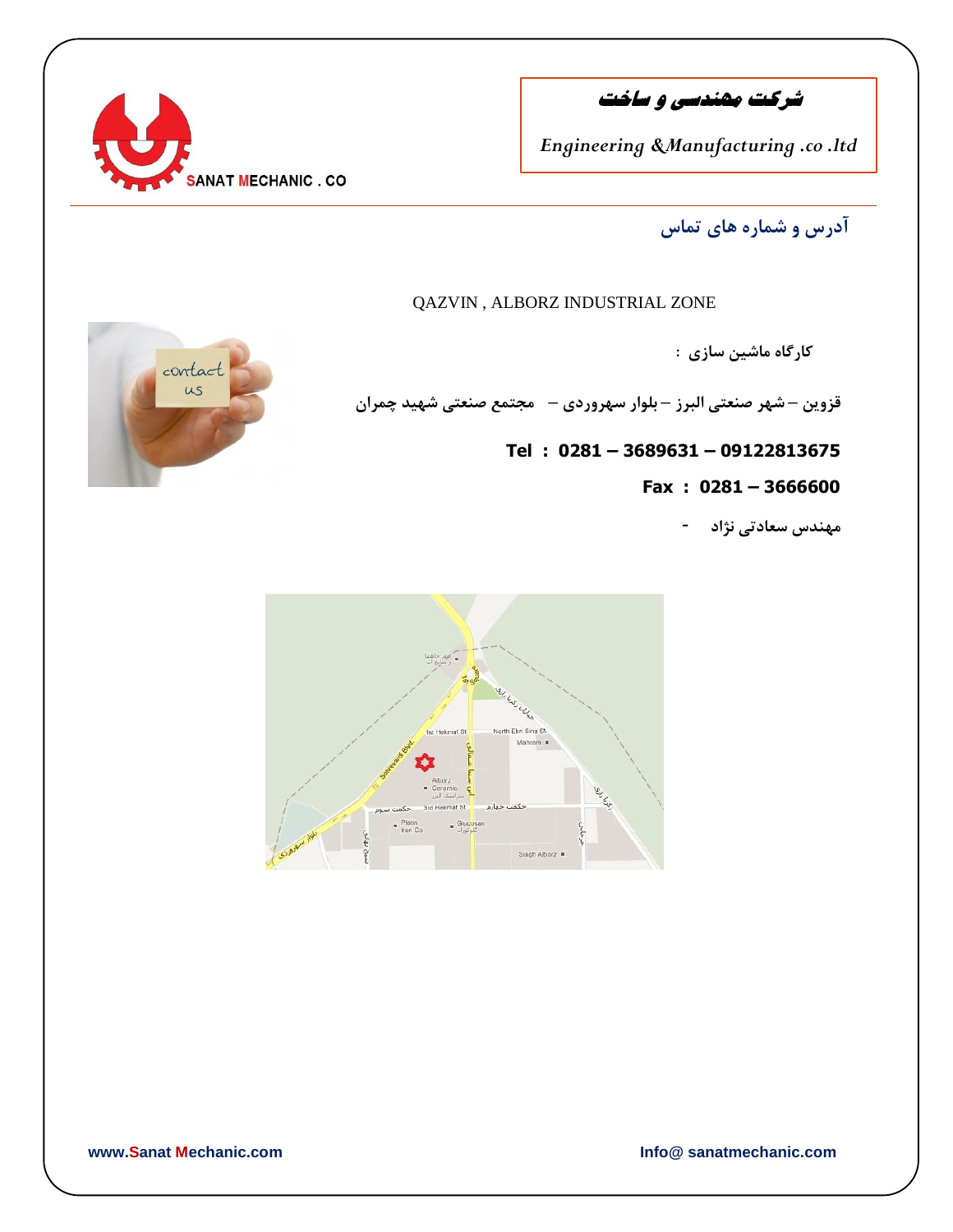SANAT MECHANIC . CO

**شرکت مهندسی و ساخت**

*Engineering &Manufacturing .co .ltd*

## آدرس و شماره های تماس

QAZVIN , ALBORZ INDUSTRIAL ZONE

**کارگاه ماشین سازی :**

**قزوین – شهر صنعتی البرز – بلوار سهروردی – مجتمع صنعتی شهید چمران**

**Tel : 0281 – 3689631 – 09122813675**

**Fax : 0281 – 3666600**

**مهندس سعادتی نژاد -**

www.Sanat Mechanic.com

Info@ sanatmechanic.com